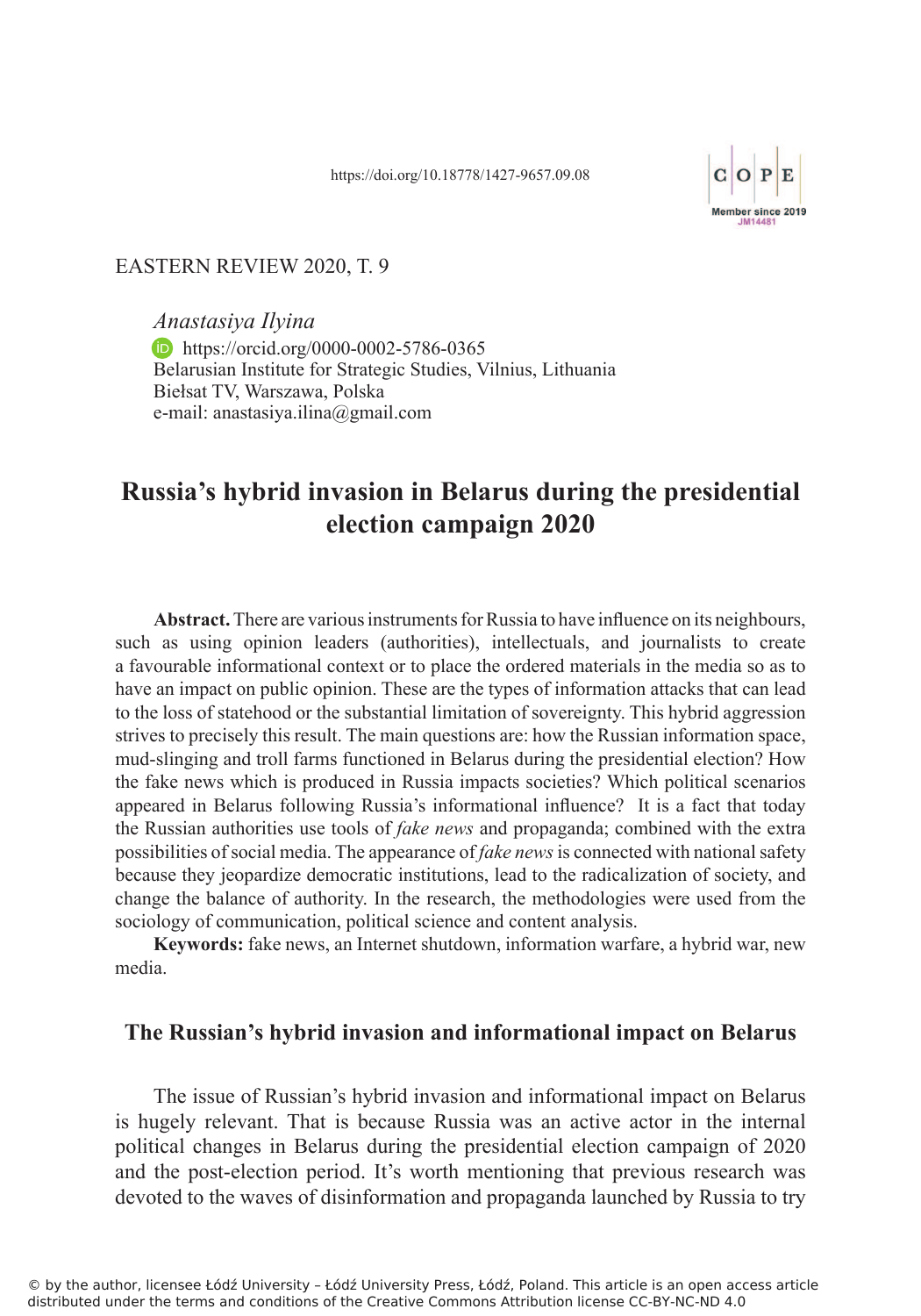https://doi.org/10.18778/1427-9657.09.08

EASTERN REVIEW 2020, T. 9

*Anastasiya Ilyina*
https://orcid.org/0000-0002-5786-0365
Belarusian Institute for Strategic Studies, Vilnius, Lithuania
Biełsat TV, Warszawa, Polska
e-mail: anastasiya.ilina@gmail.com

# Russia's hybrid invasion in Belarus during the presidential election campaign 2020

**Abstract.** There are various instruments for Russia to have influence on its neighbours, such as using opinion leaders (authorities), intellectuals, and journalists to create a favourable informational context or to place the ordered materials in the media so as to have an impact on public opinion. These are the types of information attacks that can lead to the loss of statehood or the substantial limitation of sovereignty. This hybrid aggression strives to precisely this result. The main questions are: how the Russian information space, mud-slinging and troll farms functioned in Belarus during the presidential election? How the fake news which is produced in Russia impacts societies? Which political scenarios appeared in Belarus following Russia's informational influence? It is a fact that today the Russian authorities use tools of *fake news* and propaganda; combined with the extra possibilities of social media. The appearance of *fake news* is connected with national safety because they jeopardize democratic institutions, lead to the radicalization of society, and change the balance of authority. In the research, the methodologies were used from the sociology of communication, political science and content analysis.

**Keywords:** fake news, an Internet shutdown, information warfare, a hybrid war, new media.

## The Russian's hybrid invasion and informational impact on Belarus

The issue of Russian's hybrid invasion and informational impact on Belarus is hugely relevant. That is because Russia was an active actor in the internal political changes in Belarus during the presidential election campaign of 2020 and the post-election period. It's worth mentioning that previous research was devoted to the waves of disinformation and propaganda launched by Russia to try

© by the author, licensee Łódź University – Łódź University Press, Łódź, Poland. This article is an open access article distributed under the terms and conditions of the Creative Commons Attribution license CC-BY-NC-ND 4.0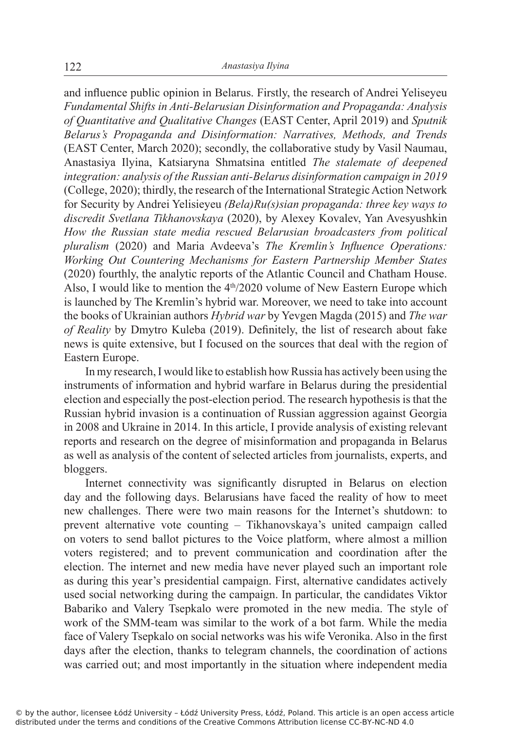and influence public opinion in Belarus. Firstly, the research of Andrei Yeliseyeu *Fundamental Shifts in Anti-Belarusian Disinformation and Propaganda: Analysis of Quantitative and Qualitative Changes* (EAST Center, April 2019) and *Sputnik Belarus's Propaganda and Disinformation: Narratives, Methods, and Trends* (EAST Center, March 2020); secondly, the collaborative study by Vasil Naumau, Anastasiya Ilyina, Katsiaryna Shmatsina entitled *The stalemate of deepened integration: analysis of the Russian anti-Belarus disinformation campaign in 2019* (College, 2020); thirdly, the research of the International Strategic Action Network for Security by Andrei Yelisieyeu *(Bela)Ru(s)sian propaganda: three key ways to discredit Svetlana Tikhanovskaya* (2020), by Alexey Kovalev, Yan Avesyushkin *How the Russian state media rescued Belarusian broadcasters from political pluralism* (2020) and Maria Avdeeva's *The Kremlin's Influence Operations: Working Out Countering Mechanisms for Eastern Partnership Member States* (2020) fourthly, the analytic reports of the Atlantic Council and Chatham House. Also, I would like to mention the 4th/2020 volume of New Eastern Europe which is launched by The Kremlin's hybrid war. Moreover, we need to take into account the books of Ukrainian authors *Hybrid war* by Yevgen Magda (2015) and *The war of Reality* by Dmytro Kuleba (2019). Definitely, the list of research about fake news is quite extensive, but I focused on the sources that deal with the region of Eastern Europe.

In my research, I would like to establish how Russia has actively been using the instruments of information and hybrid warfare in Belarus during the presidential election and especially the post-election period. The research hypothesis is that the Russian hybrid invasion is a continuation of Russian aggression against Georgia in 2008 and Ukraine in 2014. In this article, I provide analysis of existing relevant reports and research on the degree of misinformation and propaganda in Belarus as well as analysis of the content of selected articles from journalists, experts, and bloggers.

Internet connectivity was significantly disrupted in Belarus on election day and the following days. Belarusians have faced the reality of how to meet new challenges. There were two main reasons for the Internet's shutdown: to prevent alternative vote counting – Tikhanovskaya's united campaign called on voters to send ballot pictures to the Voice platform, where almost a million voters registered; and to prevent communication and coordination after the election. The internet and new media have never played such an important role as during this year's presidential campaign. First, alternative candidates actively used social networking during the campaign. In particular, the candidates Viktor Babariko and Valery Tsepkalo were promoted in the new media. The style of work of the SMM-team was similar to the work of a bot farm. While the media face of Valery Tsepkalo on social networks was his wife Veronika. Also in the first days after the election, thanks to telegram channels, the coordination of actions was carried out; and most importantly in the situation where independent media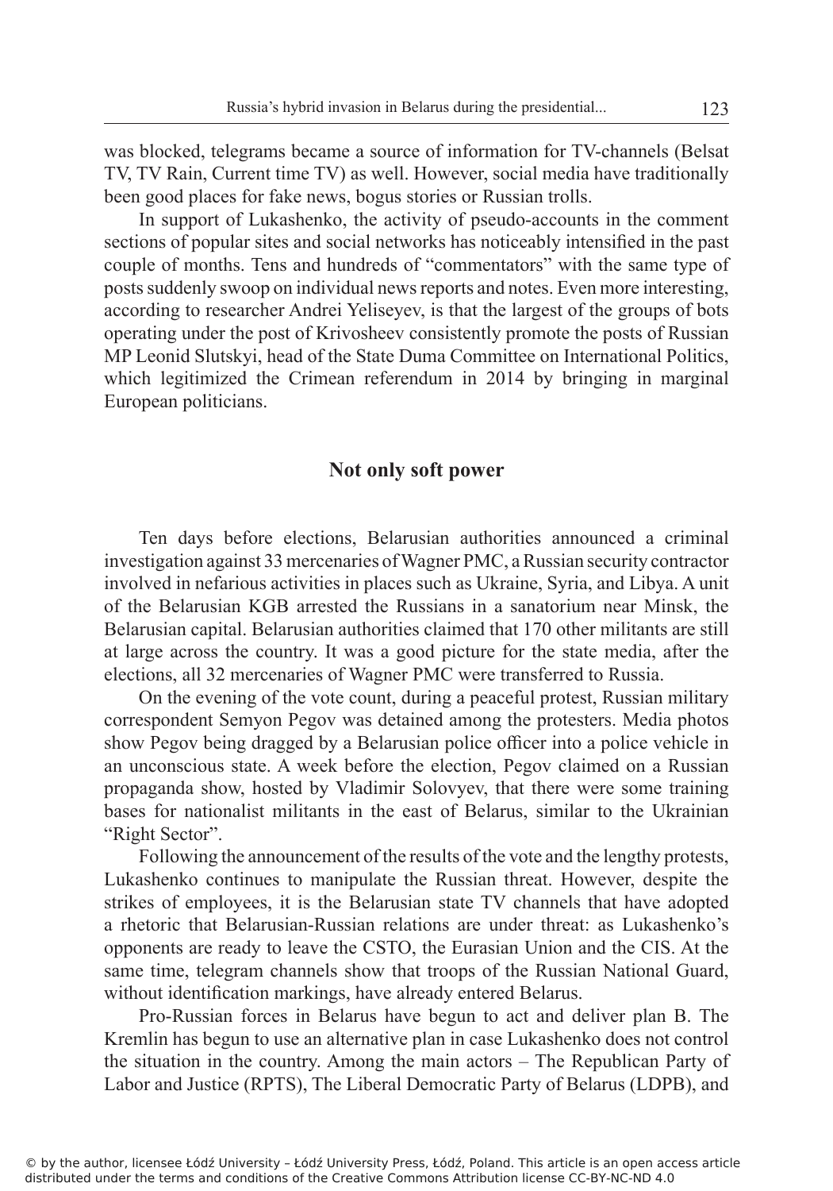was blocked, telegrams became a source of information for TV-channels (Belsat TV, TV Rain, Current time TV) as well. However, social media have traditionally been good places for fake news, bogus stories or Russian trolls.

In support of Lukashenko, the activity of pseudo-accounts in the comment sections of popular sites and social networks has noticeably intensified in the past couple of months. Tens and hundreds of "commentators" with the same type of posts suddenly swoop on individual news reports and notes. Even more interesting, according to researcher Andrei Yeliseyev, is that the largest of the groups of bots operating under the post of Krivosheev consistently promote the posts of Russian MP Leonid Slutskyi, head of the State Duma Committee on International Politics, which legitimized the Crimean referendum in 2014 by bringing in marginal European politicians.

## Not only soft power

Ten days before elections, Belarusian authorities announced a criminal investigation against 33 mercenaries of Wagner PMC, a Russian security contractor involved in nefarious activities in places such as Ukraine, Syria, and Libya. A unit of the Belarusian KGB arrested the Russians in a sanatorium near Minsk, the Belarusian capital. Belarusian authorities claimed that 170 other militants are still at large across the country. It was a good picture for the state media, after the elections, all 32 mercenaries of Wagner PMC were transferred to Russia.

On the evening of the vote count, during a peaceful protest, Russian military correspondent Semyon Pegov was detained among the protesters. Media photos show Pegov being dragged by a Belarusian police officer into a police vehicle in an unconscious state. A week before the election, Pegov claimed on a Russian propaganda show, hosted by Vladimir Solovyev, that there were some training bases for nationalist militants in the east of Belarus, similar to the Ukrainian "Right Sector".

Following the announcement of the results of the vote and the lengthy protests, Lukashenko continues to manipulate the Russian threat. However, despite the strikes of employees, it is the Belarusian state TV channels that have adopted a rhetoric that Belarusian-Russian relations are under threat: as Lukashenko's opponents are ready to leave the CSTO, the Eurasian Union and the CIS. At the same time, telegram channels show that troops of the Russian National Guard, without identification markings, have already entered Belarus.

Pro-Russian forces in Belarus have begun to act and deliver plan B. The Kremlin has begun to use an alternative plan in case Lukashenko does not control the situation in the country. Among the main actors – The Republican Party of Labor and Justice (RPTS), The Liberal Democratic Party of Belarus (LDPB), and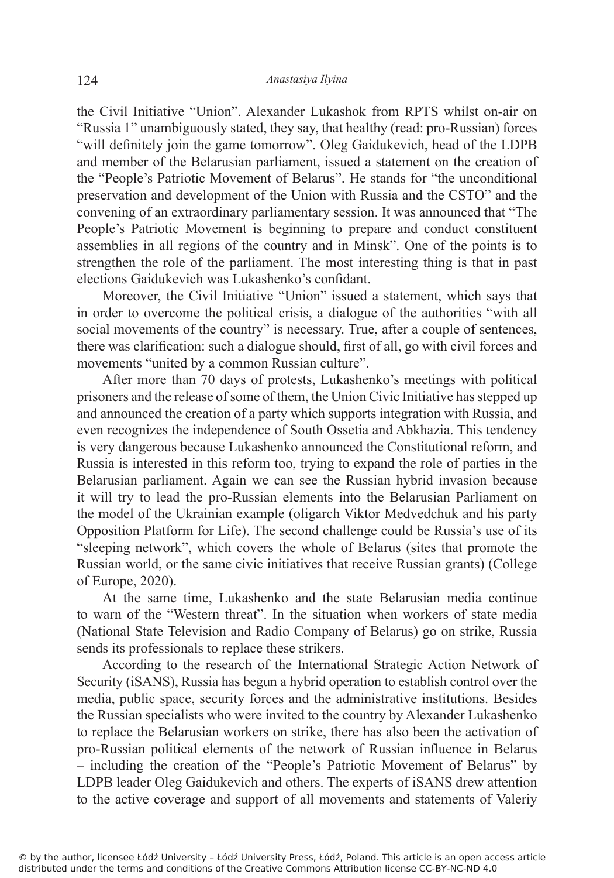the Civil Initiative "Union". Alexander Lukashok from RPTS whilst on-air on "Russia 1" unambiguously stated, they say, that healthy (read: pro-Russian) forces "will definitely join the game tomorrow". Oleg Gaidukevich, head of the LDPB and member of the Belarusian parliament, issued a statement on the creation of the "People's Patriotic Movement of Belarus". He stands for "the unconditional preservation and development of the Union with Russia and the CSTO" and the convening of an extraordinary parliamentary session. It was announced that "The People's Patriotic Movement is beginning to prepare and conduct constituent assemblies in all regions of the country and in Minsk". One of the points is to strengthen the role of the parliament. The most interesting thing is that in past elections Gaidukevich was Lukashenko's confidant.

Moreover, the Civil Initiative "Union" issued a statement, which says that in order to overcome the political crisis, a dialogue of the authorities "with all social movements of the country" is necessary. True, after a couple of sentences, there was clarification: such a dialogue should, first of all, go with civil forces and movements "united by a common Russian culture".

After more than 70 days of protests, Lukashenko's meetings with political prisoners and the release of some of them, the Union Civic Initiative has stepped up and announced the creation of a party which supports integration with Russia, and even recognizes the independence of South Ossetia and Abkhazia. This tendency is very dangerous because Lukashenko announced the Constitutional reform, and Russia is interested in this reform too, trying to expand the role of parties in the Belarusian parliament. Again we can see the Russian hybrid invasion because it will try to lead the pro-Russian elements into the Belarusian Parliament on the model of the Ukrainian example (oligarch Viktor Medvedchuk and his party Opposition Platform for Life). The second challenge could be Russia's use of its "sleeping network", which covers the whole of Belarus (sites that promote the Russian world, or the same civic initiatives that receive Russian grants) (College of Europe, 2020).

At the same time, Lukashenko and the state Belarusian media continue to warn of the "Western threat". In the situation when workers of state media (National State Television and Radio Company of Belarus) go on strike, Russia sends its professionals to replace these strikers.

According to the research of the International Strategic Action Network of Security (iSANS), Russia has begun a hybrid operation to establish control over the media, public space, security forces and the administrative institutions. Besides the Russian specialists who were invited to the country by Alexander Lukashenko to replace the Belarusian workers on strike, there has also been the activation of pro-Russian political elements of the network of Russian influence in Belarus – including the creation of the "People's Patriotic Movement of Belarus" by LDPB leader Oleg Gaidukevich and others. The experts of iSANS drew attention to the active coverage and support of all movements and statements of Valeriy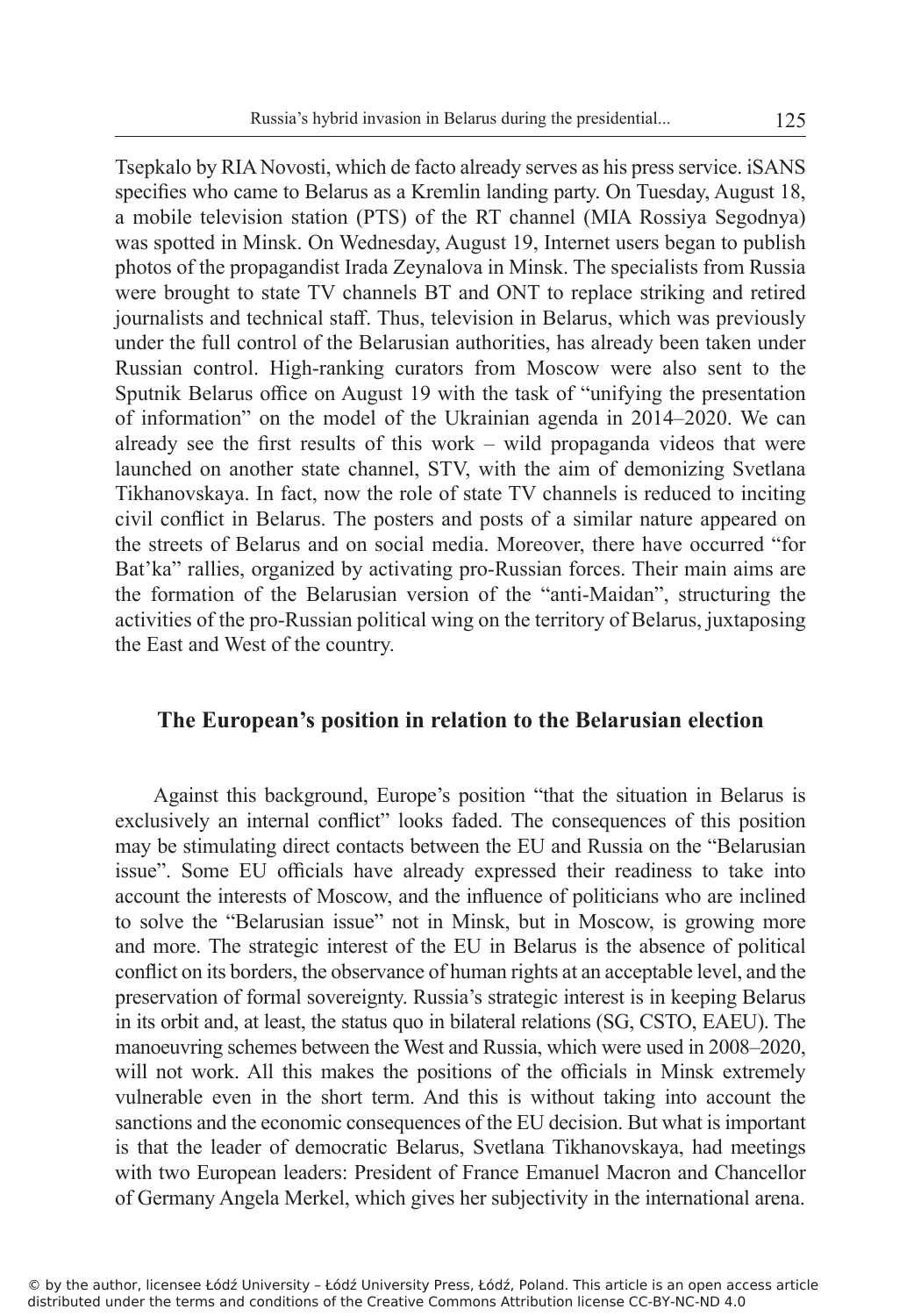Tsepkalo by RIA Novosti, which de facto already serves as his press service. iSANS specifies who came to Belarus as a Kremlin landing party. On Tuesday, August 18, a mobile television station (PTS) of the RT channel (MIA Rossiya Segodnya) was spotted in Minsk. On Wednesday, August 19, Internet users began to publish photos of the propagandist Irada Zeynalova in Minsk. The specialists from Russia were brought to state TV channels BT and ONT to replace striking and retired journalists and technical staff. Thus, television in Belarus, which was previously under the full control of the Belarusian authorities, has already been taken under Russian control. High-ranking curators from Moscow were also sent to the Sputnik Belarus office on August 19 with the task of "unifying the presentation of information" on the model of the Ukrainian agenda in 2014–2020. We can already see the first results of this work – wild propaganda videos that were launched on another state channel, STV, with the aim of demonizing Svetlana Tikhanovskaya. In fact, now the role of state TV channels is reduced to inciting civil conflict in Belarus. The posters and posts of a similar nature appeared on the streets of Belarus and on social media. Moreover, there have occurred "for Bat'ka" rallies, organized by activating pro-Russian forces. Their main aims are the formation of the Belarusian version of the "anti-Maidan", structuring the activities of the pro-Russian political wing on the territory of Belarus, juxtaposing the East and West of the country.

## The European's position in relation to the Belarusian election

Against this background, Europe's position "that the situation in Belarus is exclusively an internal conflict" looks faded. The consequences of this position may be stimulating direct contacts between the EU and Russia on the "Belarusian issue". Some EU officials have already expressed their readiness to take into account the interests of Moscow, and the influence of politicians who are inclined to solve the "Belarusian issue" not in Minsk, but in Moscow, is growing more and more. The strategic interest of the EU in Belarus is the absence of political conflict on its borders, the observance of human rights at an acceptable level, and the preservation of formal sovereignty. Russia's strategic interest is in keeping Belarus in its orbit and, at least, the status quo in bilateral relations (SG, CSTO, EAEU). The manoeuvring schemes between the West and Russia, which were used in 2008–2020, will not work. All this makes the positions of the officials in Minsk extremely vulnerable even in the short term. And this is without taking into account the sanctions and the economic consequences of the EU decision. But what is important is that the leader of democratic Belarus, Svetlana Tikhanovskaya, had meetings with two European leaders: President of France Emanuel Macron and Chancellor of Germany Angela Merkel, which gives her subjectivity in the international arena.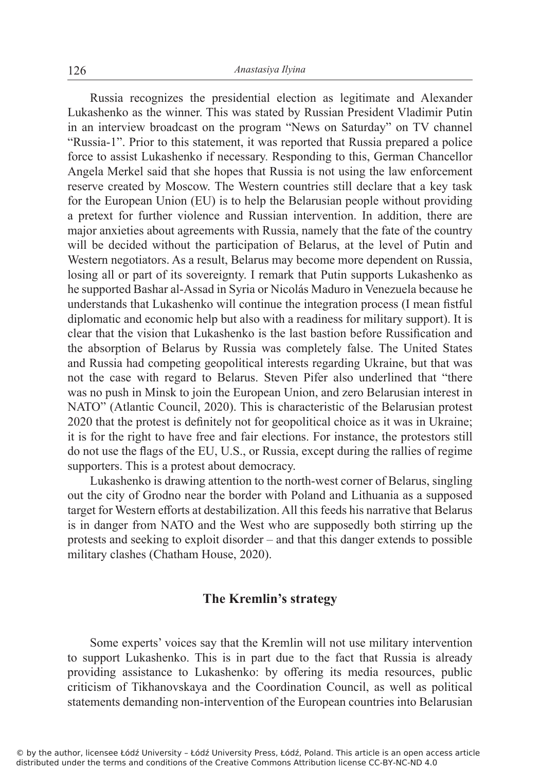Russia recognizes the presidential election as legitimate and Alexander Lukashenko as the winner. This was stated by Russian President Vladimir Putin in an interview broadcast on the program "News on Saturday" on TV channel "Russia-1". Prior to this statement, it was reported that Russia prepared a police force to assist Lukashenko if necessary. Responding to this, German Chancellor Angela Merkel said that she hopes that Russia is not using the law enforcement reserve created by Moscow. The Western countries still declare that a key task for the European Union (EU) is to help the Belarusian people without providing a pretext for further violence and Russian intervention. In addition, there are major anxieties about agreements with Russia, namely that the fate of the country will be decided without the participation of Belarus, at the level of Putin and Western negotiators. As a result, Belarus may become more dependent on Russia, losing all or part of its sovereignty. I remark that Putin supports Lukashenko as he supported Bashar al-Assad in Syria or Nicolás Maduro in Venezuela because he understands that Lukashenko will continue the integration process (I mean fistful diplomatic and economic help but also with a readiness for military support). It is clear that the vision that Lukashenko is the last bastion before Russification and the absorption of Belarus by Russia was completely false. The United States and Russia had competing geopolitical interests regarding Ukraine, but that was not the case with regard to Belarus. Steven Pifer also underlined that "there was no push in Minsk to join the European Union, and zero Belarusian interest in NATO" (Atlantic Council, 2020). This is characteristic of the Belarusian protest 2020 that the protest is definitely not for geopolitical choice as it was in Ukraine; it is for the right to have free and fair elections. For instance, the protestors still do not use the flags of the EU, U.S., or Russia, except during the rallies of regime supporters. This is a protest about democracy.

Lukashenko is drawing attention to the north-west corner of Belarus, singling out the city of Grodno near the border with Poland and Lithuania as a supposed target for Western efforts at destabilization. All this feeds his narrative that Belarus is in danger from NATO and the West who are supposedly both stirring up the protests and seeking to exploit disorder – and that this danger extends to possible military clashes (Chatham House, 2020).

## The Kremlin's strategy

Some experts' voices say that the Kremlin will not use military intervention to support Lukashenko. This is in part due to the fact that Russia is already providing assistance to Lukashenko: by offering its media resources, public criticism of Tikhanovskaya and the Coordination Council, as well as political statements demanding non-intervention of the European countries into Belarusian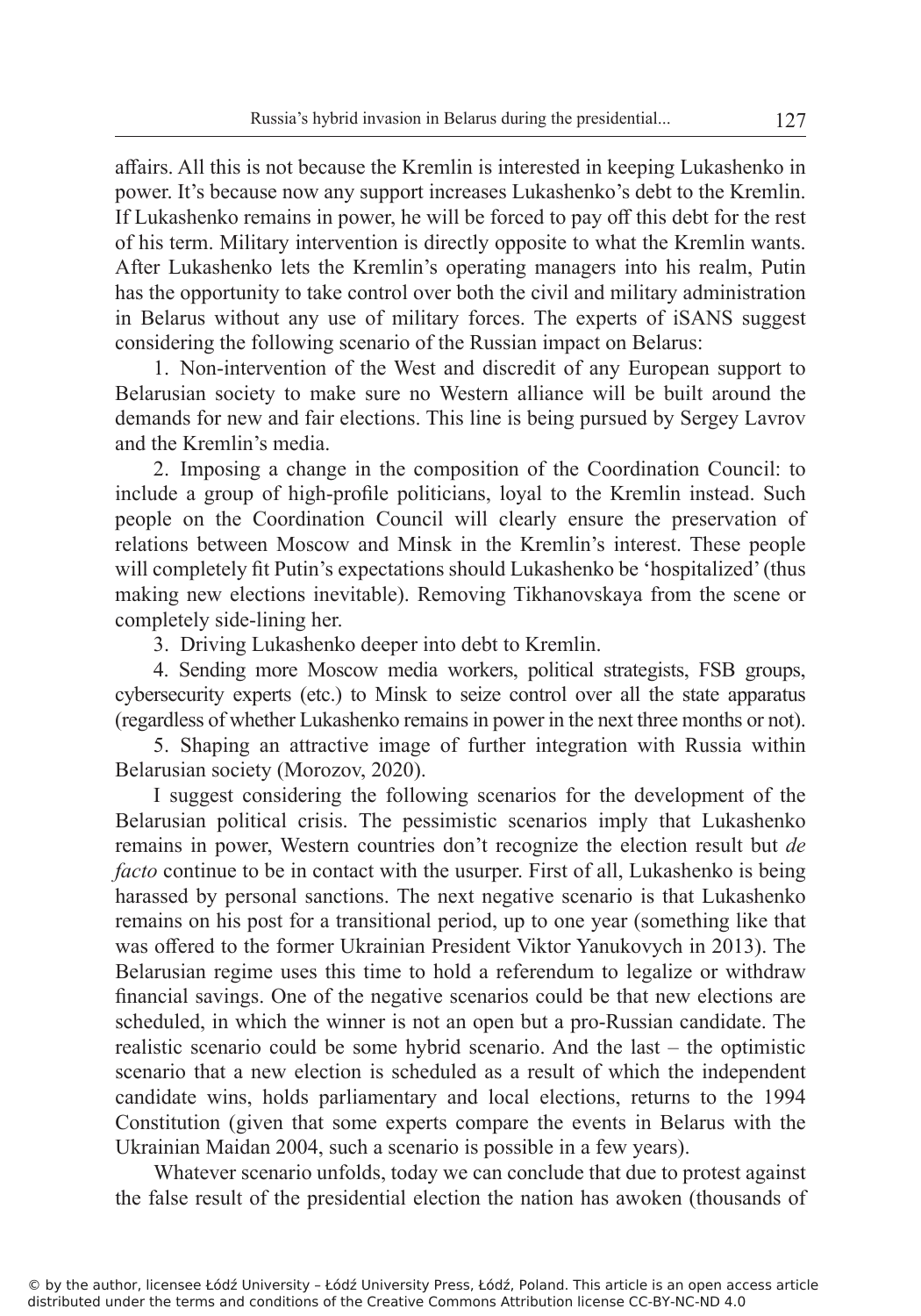affairs. All this is not because the Kremlin is interested in keeping Lukashenko in power. It's because now any support increases Lukashenko's debt to the Kremlin. If Lukashenko remains in power, he will be forced to pay off this debt for the rest of his term. Military intervention is directly opposite to what the Kremlin wants. After Lukashenko lets the Kremlin's operating managers into his realm, Putin has the opportunity to take control over both the civil and military administration in Belarus without any use of military forces. The experts of iSANS suggest considering the following scenario of the Russian impact on Belarus:

1. Non-intervention of the West and discredit of any European support to Belarusian society to make sure no Western alliance will be built around the demands for new and fair elections. This line is being pursued by Sergey Lavrov and the Kremlin's media.
2. Imposing a change in the composition of the Coordination Council: to include a group of high-profile politicians, loyal to the Kremlin instead. Such people on the Coordination Council will clearly ensure the preservation of relations between Moscow and Minsk in the Kremlin's interest. These people will completely fit Putin's expectations should Lukashenko be 'hospitalized' (thus making new elections inevitable). Removing Tikhanovskaya from the scene or completely side-lining her.
3. Driving Lukashenko deeper into debt to Kremlin.
4. Sending more Moscow media workers, political strategists, FSB groups, cybersecurity experts (etc.) to Minsk to seize control over all the state apparatus (regardless of whether Lukashenko remains in power in the next three months or not).
5. Shaping an attractive image of further integration with Russia within Belarusian society (Morozov, 2020).

I suggest considering the following scenarios for the development of the Belarusian political crisis. The pessimistic scenarios imply that Lukashenko remains in power, Western countries don't recognize the election result but *de facto* continue to be in contact with the usurper. First of all, Lukashenko is being harassed by personal sanctions. The next negative scenario is that Lukashenko remains on his post for a transitional period, up to one year (something like that was offered to the former Ukrainian President Viktor Yanukovych in 2013). The Belarusian regime uses this time to hold a referendum to legalize or withdraw financial savings. One of the negative scenarios could be that new elections are scheduled, in which the winner is not an open but a pro-Russian candidate. The realistic scenario could be some hybrid scenario. And the last – the optimistic scenario that a new election is scheduled as a result of which the independent candidate wins, holds parliamentary and local elections, returns to the 1994 Constitution (given that some experts compare the events in Belarus with the Ukrainian Maidan 2004, such a scenario is possible in a few years).

Whatever scenario unfolds, today we can conclude that due to protest against the false result of the presidential election the nation has awoken (thousands of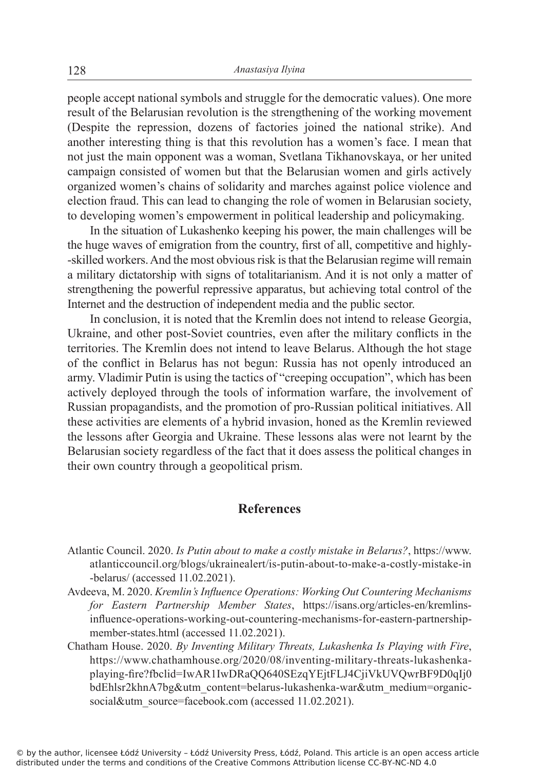people accept national symbols and struggle for the democratic values). One more result of the Belarusian revolution is the strengthening of the working movement (Despite the repression, dozens of factories joined the national strike). And another interesting thing is that this revolution has a women's face. I mean that not just the main opponent was a woman, Svetlana Tikhanovskaya, or her united campaign consisted of women but that the Belarusian women and girls actively organized women's chains of solidarity and marches against police violence and election fraud. This can lead to changing the role of women in Belarusian society, to developing women's empowerment in political leadership and policymaking.

In the situation of Lukashenko keeping his power, the main challenges will be the huge waves of emigration from the country, first of all, competitive and highly-skilled workers. And the most obvious risk is that the Belarusian regime will remain a military dictatorship with signs of totalitarianism. And it is not only a matter of strengthening the powerful repressive apparatus, but achieving total control of the Internet and the destruction of independent media and the public sector.

In conclusion, it is noted that the Kremlin does not intend to release Georgia, Ukraine, and other post-Soviet countries, even after the military conflicts in the territories. The Kremlin does not intend to leave Belarus. Although the hot stage of the conflict in Belarus has not begun: Russia has not openly introduced an army. Vladimir Putin is using the tactics of "creeping occupation", which has been actively deployed through the tools of information warfare, the involvement of Russian propagandists, and the promotion of pro-Russian political initiatives. All these activities are elements of a hybrid invasion, honed as the Kremlin reviewed the lessons after Georgia and Ukraine. These lessons alas were not learnt by the Belarusian society regardless of the fact that it does assess the political changes in their own country through a geopolitical prism.

## References

Atlantic Council. 2020. *Is Putin about to make a costly mistake in Belarus?*, https://www.atlanticcouncil.org/blogs/ukrainealert/is-putin-about-to-make-a-costly-mistake-in-belarus/ (accessed 11.02.2021).

Avdeeva, M. 2020. *Kremlin's Influence Operations: Working Out Countering Mechanisms for Eastern Partnership Member States*, https://isans.org/articles-en/kremlins-influence-operations-working-out-countering-mechanisms-for-eastern-partnership-member-states.html (accessed 11.02.2021).

Chatham House. 2020. *By Inventing Military Threats, Lukashenka Is Playing with Fire*, https://www.chathamhouse.org/2020/08/inventing-military-threats-lukashenka-playing-fire?fbclid=IwAR1IwDRaQQ640SEzqYEjtFLJ4CjiVkUVQwrBF9D0qIj0bdEhlsr2khnA7bg&utm_content=belarus-lukashenka-war&utm_medium=organic-social&utm_source=facebook.com (accessed 11.02.2021).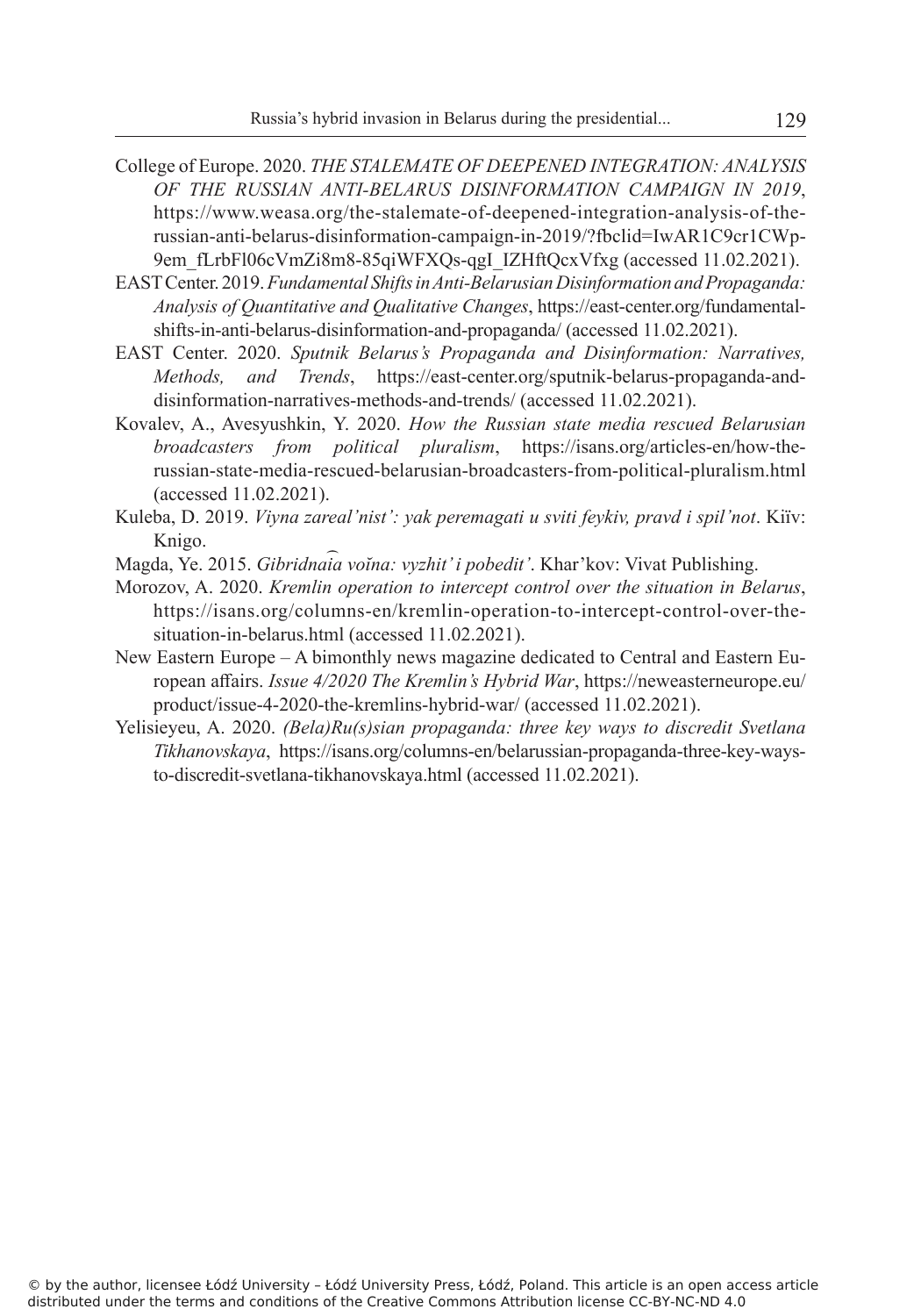College of Europe. 2020. *THE STALEMATE OF DEEPENED INTEGRATION: ANALYSIS OF THE RUSSIAN ANTI-BELARUS DISINFORMATION CAMPAIGN IN 2019*, https://www.weasa.org/the-stalemate-of-deepened-integration-analysis-of-the-russian-anti-belarus-disinformation-campaign-in-2019/?fbclid=IwAR1C9cr1CWp-9em_fLrbFl06cVmZi8m8-85qiWFXQs-qgI_IZHftQcxVfxg (accessed 11.02.2021).

EAST Center. 2019. *Fundamental Shifts in Anti-Belarusian Disinformation and Propaganda: Analysis of Quantitative and Qualitative Changes*, https://east-center.org/fundamental-shifts-in-anti-belarus-disinformation-and-propaganda/ (accessed 11.02.2021).

EAST Center. 2020. *Sputnik Belarus's Propaganda and Disinformation: Narratives, Methods, and Trends*, https://east-center.org/sputnik-belarus-propaganda-and-disinformation-narratives-methods-and-trends/ (accessed 11.02.2021).

Kovalev, A., Avesyushkin, Y. 2020. *How the Russian state media rescued Belarusian broadcasters from political pluralism*, https://isans.org/articles-en/how-the-russian-state-media-rescued-belarusian-broadcasters-from-political-pluralism.html (accessed 11.02.2021).

Kuleba, D. 2019. *Viyna zareal'nist': yak peremagati u sviti feykiv, pravd i spil'not*. Kiïv: Knigo.

Magda, Ye. 2015. *Gibridnai͡a voĭna: vyzhit' i pobedit'*. Khar'kov: Vivat Publishing.

Morozov, A. 2020. *Kremlin operation to intercept control over the situation in Belarus*, https://isans.org/columns-en/kremlin-operation-to-intercept-control-over-the-situation-in-belarus.html (accessed 11.02.2021).

New Eastern Europe – A bimonthly news magazine dedicated to Central and Eastern European affairs. *Issue 4/2020 The Kremlin's Hybrid War*, https://neweasterneurope.eu/product/issue-4-2020-the-kremlins-hybrid-war/ (accessed 11.02.2021).

Yelisieyeu, A. 2020. *(Bela)Ru(s)sian propaganda: three key ways to discredit Svetlana Tikhanovskaya*, https://isans.org/columns-en/belarussian-propaganda-three-key-ways-to-discredit-svetlana-tikhanovskaya.html (accessed 11.02.2021).

© by the author, licensee Łódź University – Łódź University Press, Łódź, Poland. This article is an open access article distributed under the terms and conditions of the Creative Commons Attribution license CC-BY-NC-ND 4.0